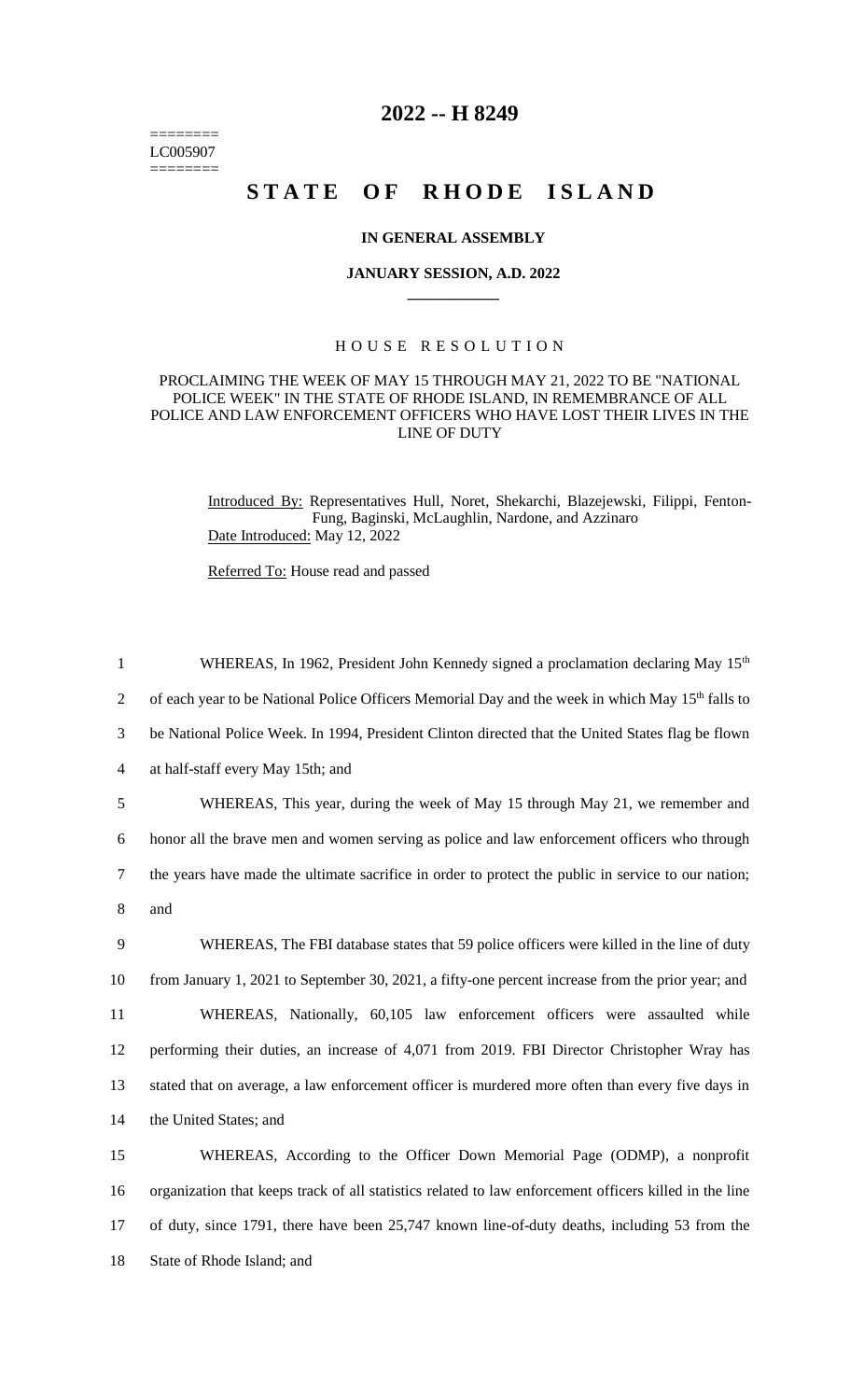========
LC005907
========

# 2022 -- H 8249

# STATE OF RHODE ISLAND

## IN GENERAL ASSEMBLY

### JANUARY SESSION, A.D. 2022

### HOUSE RESOLUTION

PROCLAIMING THE WEEK OF MAY 15 THROUGH MAY 21, 2022 TO BE "NATIONAL POLICE WEEK" IN THE STATE OF RHODE ISLAND, IN REMEMBRANCE OF ALL POLICE AND LAW ENFORCEMENT OFFICERS WHO HAVE LOST THEIR LIVES IN THE LINE OF DUTY

Introduced By: Representatives Hull, Noret, Shekarchi, Blazejewski, Filippi, Fenton-Fung, Baginski, McLaughlin, Nardone, and Azzinaro

Date Introduced: May 12, 2022

Referred To: House read and passed

1 WHEREAS, In 1962, President John Kennedy signed a proclamation declaring May 15th
2 of each year to be National Police Officers Memorial Day and the week in which May 15th falls to
3 be National Police Week. In 1994, President Clinton directed that the United States flag be flown
4 at half-staff every May 15th; and

5 WHEREAS, This year, during the week of May 15 through May 21, we remember and
6 honor all the brave men and women serving as police and law enforcement officers who through
7 the years have made the ultimate sacrifice in order to protect the public in service to our nation;
8 and

9 WHEREAS, The FBI database states that 59 police officers were killed in the line of duty
10 from January 1, 2021 to September 30, 2021, a fifty-one percent increase from the prior year; and

11 WHEREAS, Nationally, 60,105 law enforcement officers were assaulted while
12 performing their duties, an increase of 4,071 from 2019. FBI Director Christopher Wray has
13 stated that on average, a law enforcement officer is murdered more often than every five days in
14 the United States; and

15 WHEREAS, According to the Officer Down Memorial Page (ODMP), a nonprofit
16 organization that keeps track of all statistics related to law enforcement officers killed in the line
17 of duty, since 1791, there have been 25,747 known line-of-duty deaths, including 53 from the
18 State of Rhode Island; and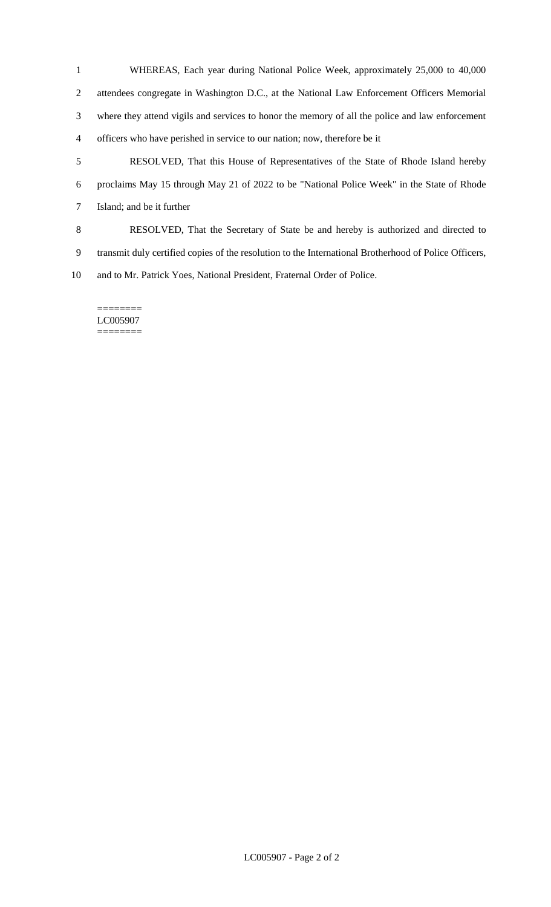WHEREAS, Each year during National Police Week, approximately 25,000 to 40,000 attendees congregate in Washington D.C., at the National Law Enforcement Officers Memorial where they attend vigils and services to honor the memory of all the police and law enforcement officers who have perished in service to our nation; now, therefore be it

RESOLVED, That this House of Representatives of the State of Rhode Island hereby proclaims May 15 through May 21 of 2022 to be "National Police Week" in the State of Rhode Island; and be it further

RESOLVED, That the Secretary of State be and hereby is authorized and directed to transmit duly certified copies of the resolution to the International Brotherhood of Police Officers, and to Mr. Patrick Yoes, National President, Fraternal Order of Police.

========
LC005907
========